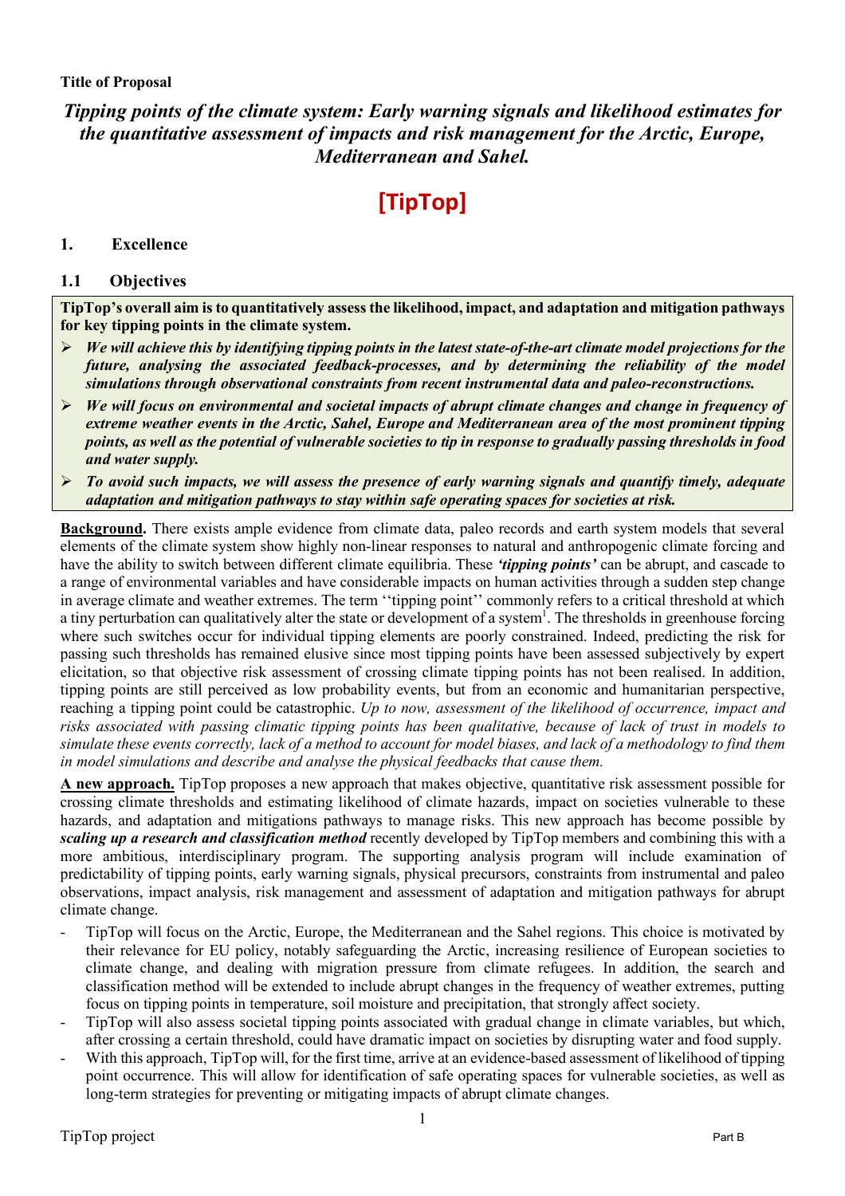**Title of Proposal**

***Tipping points of the climate system: Early warning signals and likelihood estimates for the quantitative assessment of impacts and risk management for the Arctic, Europe, Mediterranean and Sahel.***

# [TipTop]

## 1. Excellence

### 1.1 Objectives

**TipTop's overall aim is to quantitatively assess the likelihood, impact, and adaptation and mitigation pathways for key tipping points in the climate system.**

- ***We will achieve this by identifying tipping points in the latest state-of-the-art climate model projections for the future, analysing the associated feedback-processes, and by determining the reliability of the model simulations through observational constraints from recent instrumental data and paleo-reconstructions.***
- ***We will focus on environmental and societal impacts of abrupt climate changes and change in frequency of extreme weather events in the Arctic, Sahel, Europe and Mediterranean area of the most prominent tipping points, as well as the potential of vulnerable societies to tip in response to gradually passing thresholds in food and water supply.***
- ***To avoid such impacts, we will assess the presence of early warning signals and quantify timely, adequate adaptation and mitigation pathways to stay within safe operating spaces for societies at risk.***

**Background.** There exists ample evidence from climate data, paleo records and earth system models that several elements of the climate system show highly non-linear responses to natural and anthropogenic climate forcing and have the ability to switch between different climate equilibria. These ***'tipping points'*** can be abrupt, and cascade to a range of environmental variables and have considerable impacts on human activities through a sudden step change in average climate and weather extremes. The term ''tipping point'' commonly refers to a critical threshold at which a tiny perturbation can qualitatively alter the state or development of a system[1]. The thresholds in greenhouse forcing where such switches occur for individual tipping elements are poorly constrained. Indeed, predicting the risk for passing such thresholds has remained elusive since most tipping points have been assessed subjectively by expert elicitation, so that objective risk assessment of crossing climate tipping points has not been realised. In addition, tipping points are still perceived as low probability events, but from an economic and humanitarian perspective, reaching a tipping point could be catastrophic. *Up to now, assessment of the likelihood of occurrence, impact and risks associated with passing climatic tipping points has been qualitative, because of lack of trust in models to simulate these events correctly, lack of a method to account for model biases, and lack of a methodology to find them in model simulations and describe and analyse the physical feedbacks that cause them.*

**A new approach.** TipTop proposes a new approach that makes objective, quantitative risk assessment possible for crossing climate thresholds and estimating likelihood of climate hazards, impact on societies vulnerable to these hazards, and adaptation and mitigations pathways to manage risks. This new approach has become possible by ***scaling up a research and classification method*** recently developed by TipTop members and combining this with a more ambitious, interdisciplinary program. The supporting analysis program will include examination of predictability of tipping points, early warning signals, physical precursors, constraints from instrumental and paleo observations, impact analysis, risk management and assessment of adaptation and mitigation pathways for abrupt climate change.

- TipTop will focus on the Arctic, Europe, the Mediterranean and the Sahel regions. This choice is motivated by their relevance for EU policy, notably safeguarding the Arctic, increasing resilience of European societies to climate change, and dealing with migration pressure from climate refugees. In addition, the search and classification method will be extended to include abrupt changes in the frequency of weather extremes, putting focus on tipping points in temperature, soil moisture and precipitation, that strongly affect society.
- TipTop will also assess societal tipping points associated with gradual change in climate variables, but which, after crossing a certain threshold, could have dramatic impact on societies by disrupting water and food supply.
- With this approach, TipTop will, for the first time, arrive at an evidence-based assessment of likelihood of tipping point occurrence. This will allow for identification of safe operating spaces for vulnerable societies, as well as long-term strategies for preventing or mitigating impacts of abrupt climate changes.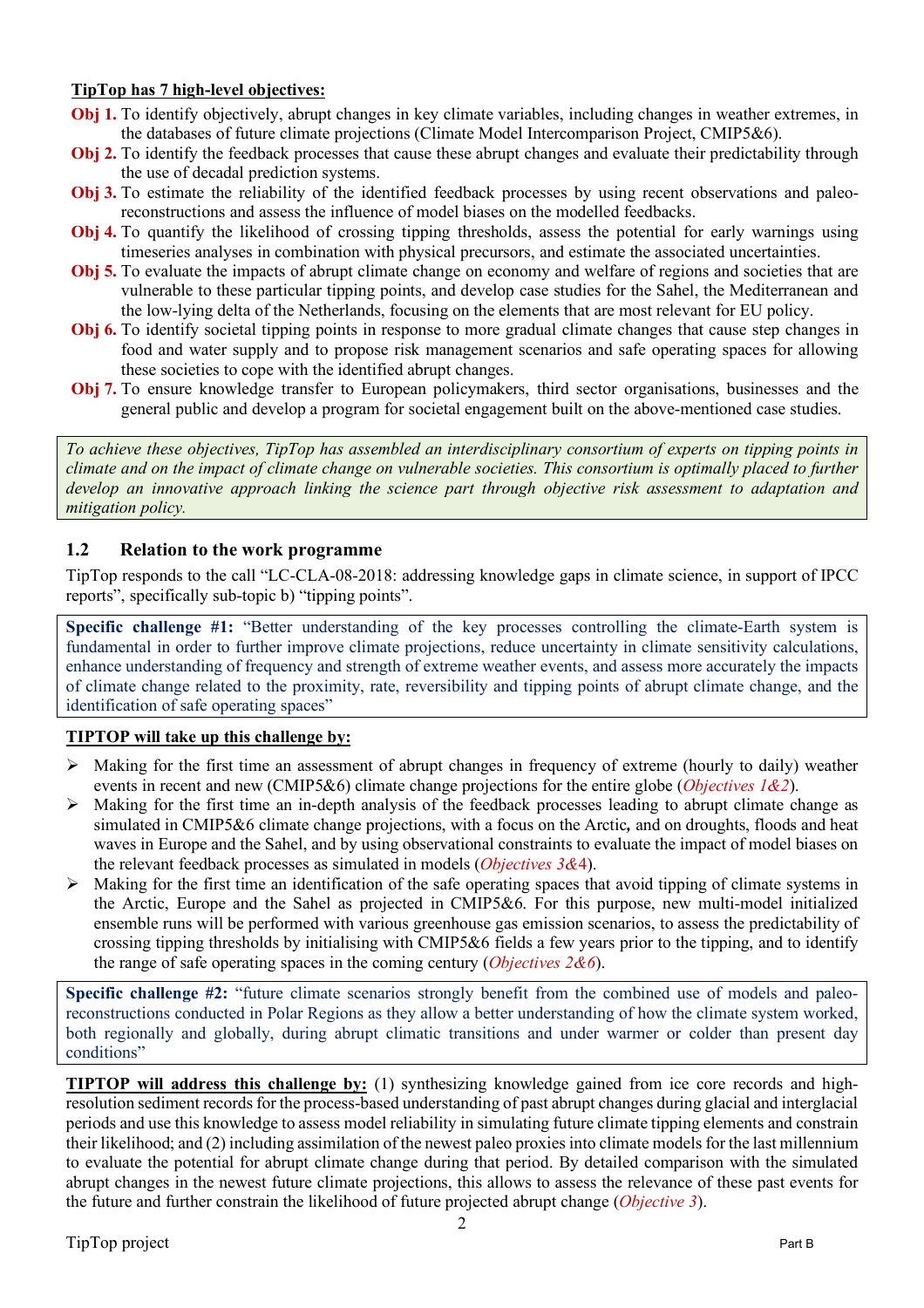**TipTop has 7 high-level objectives:**

**Obj 1.** To identify objectively, abrupt changes in key climate variables, including changes in weather extremes, in the databases of future climate projections (Climate Model Intercomparison Project, CMIP5&6).

**Obj 2.** To identify the feedback processes that cause these abrupt changes and evaluate their predictability through the use of decadal prediction systems.

**Obj 3.** To estimate the reliability of the identified feedback processes by using recent observations and paleo-reconstructions and assess the influence of model biases on the modelled feedbacks.

**Obj 4.** To quantify the likelihood of crossing tipping thresholds, assess the potential for early warnings using timeseries analyses in combination with physical precursors, and estimate the associated uncertainties.

**Obj 5.** To evaluate the impacts of abrupt climate change on economy and welfare of regions and societies that are vulnerable to these particular tipping points, and develop case studies for the Sahel, the Mediterranean and the low-lying delta of the Netherlands, focusing on the elements that are most relevant for EU policy.

**Obj 6.** To identify societal tipping points in response to more gradual climate changes that cause step changes in food and water supply and to propose risk management scenarios and safe operating spaces for allowing these societies to cope with the identified abrupt changes.

**Obj 7.** To ensure knowledge transfer to European policymakers, third sector organisations, businesses and the general public and develop a program for societal engagement built on the above-mentioned case studies.

*To achieve these objectives, TipTop has assembled an interdisciplinary consortium of experts on tipping points in climate and on the impact of climate change on vulnerable societies. This consortium is optimally placed to further develop an innovative approach linking the science part through objective risk assessment to adaptation and mitigation policy.*

## 1.2 Relation to the work programme

TipTop responds to the call "LC-CLA-08-2018: addressing knowledge gaps in climate science, in support of IPCC reports", specifically sub-topic b) "tipping points".

**Specific challenge #1:** "Better understanding of the key processes controlling the climate-Earth system is fundamental in order to further improve climate projections, reduce uncertainty in climate sensitivity calculations, enhance understanding of frequency and strength of extreme weather events, and assess more accurately the impacts of climate change related to the proximity, rate, reversibility and tipping points of abrupt climate change, and the identification of safe operating spaces"

**TIPTOP will take up this challenge by:**

- Making for the first time an assessment of abrupt changes in frequency of extreme (hourly to daily) weather events in recent and new (CMIP5&6) climate change projections for the entire globe (*Objectives 1&2*).
- Making for the first time an in-depth analysis of the feedback processes leading to abrupt climate change as simulated in CMIP5&6 climate change projections, with a focus on the Arctic**,** and on droughts, floods and heat waves in Europe and the Sahel, and by using observational constraints to evaluate the impact of model biases on the relevant feedback processes as simulated in models (*Objectives 3&4*).
- Making for the first time an identification of the safe operating spaces that avoid tipping of climate systems in the Arctic, Europe and the Sahel as projected in CMIP5&6. For this purpose, new multi-model initialized ensemble runs will be performed with various greenhouse gas emission scenarios, to assess the predictability of crossing tipping thresholds by initialising with CMIP5&6 fields a few years prior to the tipping, and to identify the range of safe operating spaces in the coming century (*Objectives 2&6*).

**Specific challenge #2:** "future climate scenarios strongly benefit from the combined use of models and paleo-reconstructions conducted in Polar Regions as they allow a better understanding of how the climate system worked, both regionally and globally, during abrupt climatic transitions and under warmer or colder than present day conditions"

**TIPTOP will address this challenge by:** (1) synthesizing knowledge gained from ice core records and high-resolution sediment records for the process-based understanding of past abrupt changes during glacial and interglacial periods and use this knowledge to assess model reliability in simulating future climate tipping elements and constrain their likelihood; and (2) including assimilation of the newest paleo proxies into climate models for the last millennium to evaluate the potential for abrupt climate change during that period. By detailed comparison with the simulated abrupt changes in the newest future climate projections, this allows to assess the relevance of these past events for the future and further constrain the likelihood of future projected abrupt change (*Objective 3*).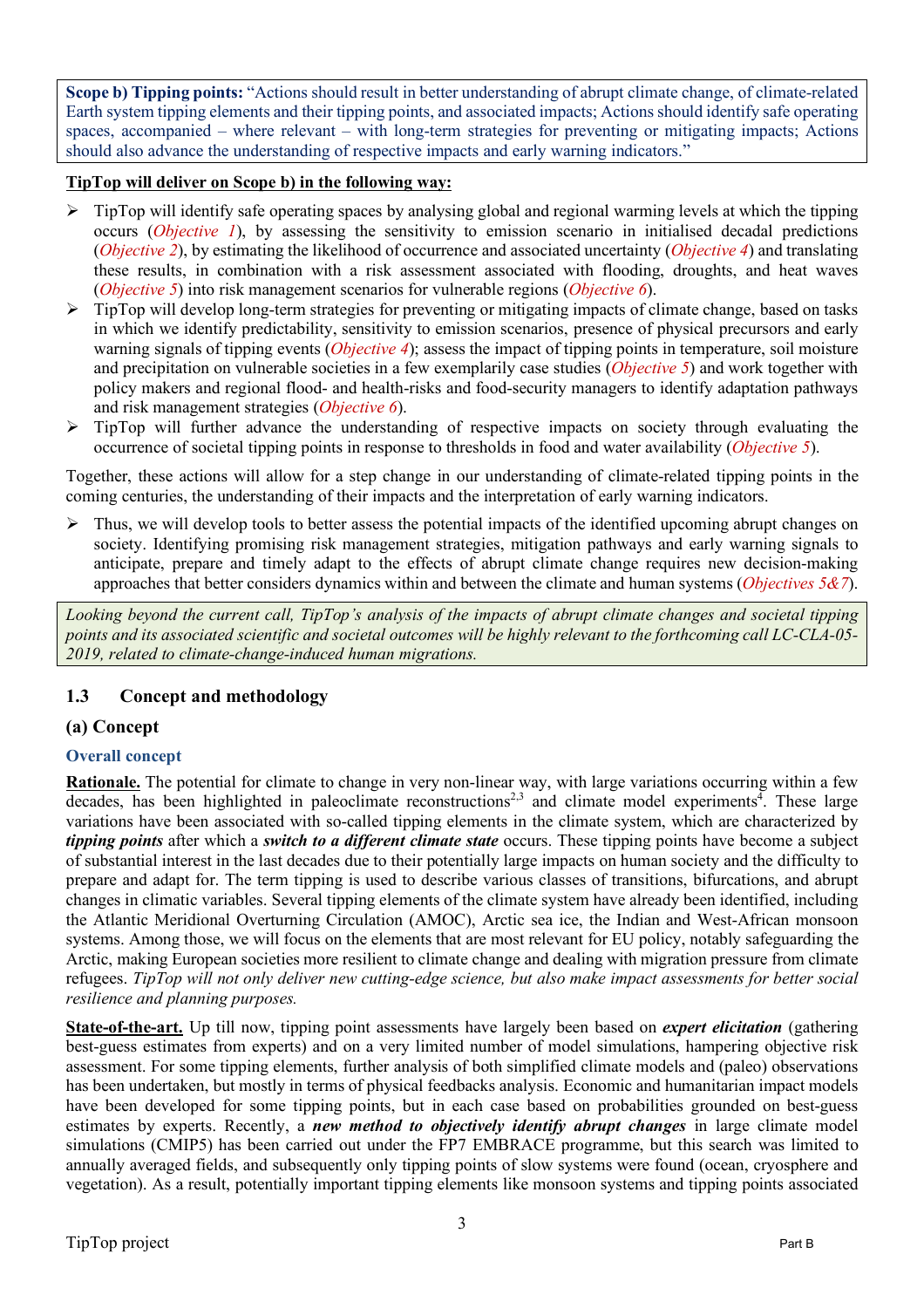**Scope b) Tipping points:** "Actions should result in better understanding of abrupt climate change, of climate-related Earth system tipping elements and their tipping points, and associated impacts; Actions should identify safe operating spaces, accompanied – where relevant – with long-term strategies for preventing or mitigating impacts; Actions should also advance the understanding of respective impacts and early warning indicators."

**TipTop will deliver on Scope b) in the following way:**

- TipTop will identify safe operating spaces by analysing global and regional warming levels at which the tipping occurs (*Objective 1*), by assessing the sensitivity to emission scenario in initialised decadal predictions (*Objective 2*), by estimating the likelihood of occurrence and associated uncertainty (*Objective 4*) and translating these results, in combination with a risk assessment associated with flooding, droughts, and heat waves (*Objective 5*) into risk management scenarios for vulnerable regions (*Objective 6*).
- TipTop will develop long-term strategies for preventing or mitigating impacts of climate change, based on tasks in which we identify predictability, sensitivity to emission scenarios, presence of physical precursors and early warning signals of tipping events (*Objective 4*); assess the impact of tipping points in temperature, soil moisture and precipitation on vulnerable societies in a few exemplarily case studies (*Objective 5*) and work together with policy makers and regional flood- and health-risks and food-security managers to identify adaptation pathways and risk management strategies (*Objective 6*).
- TipTop will further advance the understanding of respective impacts on society through evaluating the occurrence of societal tipping points in response to thresholds in food and water availability (*Objective 5*).

Together, these actions will allow for a step change in our understanding of climate-related tipping points in the coming centuries, the understanding of their impacts and the interpretation of early warning indicators.

- Thus, we will develop tools to better assess the potential impacts of the identified upcoming abrupt changes on society. Identifying promising risk management strategies, mitigation pathways and early warning signals to anticipate, prepare and timely adapt to the effects of abrupt climate change requires new decision-making approaches that better considers dynamics within and between the climate and human systems (*Objectives 5&7*).

*Looking beyond the current call, TipTop's analysis of the impacts of abrupt climate changes and societal tipping points and its associated scientific and societal outcomes will be highly relevant to the forthcoming call LC-CLA-05-2019, related to climate-change-induced human migrations.*

## 1.3 Concept and methodology

### (a) Concept

#### Overall concept

**Rationale.** The potential for climate to change in very non-linear way, with large variations occurring within a few decades, has been highlighted in paleoclimate reconstructions[2,3] and climate model experiments[4]. These large variations have been associated with so-called tipping elements in the climate system, which are characterized by ***tipping points*** after which a ***switch to a different climate state*** occurs. These tipping points have become a subject of substantial interest in the last decades due to their potentially large impacts on human society and the difficulty to prepare and adapt for. The term tipping is used to describe various classes of transitions, bifurcations, and abrupt changes in climatic variables. Several tipping elements of the climate system have already been identified, including the Atlantic Meridional Overturning Circulation (AMOC), Arctic sea ice, the Indian and West-African monsoon systems. Among those, we will focus on the elements that are most relevant for EU policy, notably safeguarding the Arctic, making European societies more resilient to climate change and dealing with migration pressure from climate refugees. *TipTop will not only deliver new cutting-edge science, but also make impact assessments for better social resilience and planning purposes.*

**State-of-the-art.** Up till now, tipping point assessments have largely been based on ***expert elicitation*** (gathering best-guess estimates from experts) and on a very limited number of model simulations, hampering objective risk assessment. For some tipping elements, further analysis of both simplified climate models and (paleo) observations has been undertaken, but mostly in terms of physical feedbacks analysis. Economic and humanitarian impact models have been developed for some tipping points, but in each case based on probabilities grounded on best-guess estimates by experts. Recently, a ***new method to objectively identify abrupt changes*** in large climate model simulations (CMIP5) has been carried out under the FP7 EMBRACE programme, but this search was limited to annually averaged fields, and subsequently only tipping points of slow systems were found (ocean, cryosphere and vegetation). As a result, potentially important tipping elements like monsoon systems and tipping points associated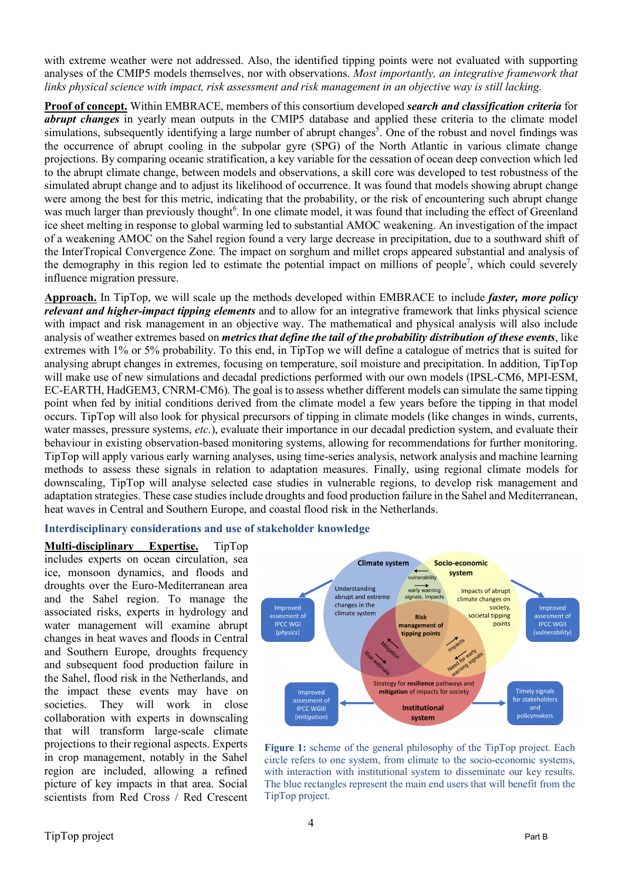with extreme weather were not addressed. Also, the identified tipping points were not evaluated with supporting analyses of the CMIP5 models themselves, nor with observations. *Most importantly, an integrative framework that links physical science with impact, risk assessment and risk management in an objective way is still lacking.*

**Proof of concept.** Within EMBRACE, members of this consortium developed ***search and classification criteria*** for ***abrupt changes*** in yearly mean outputs in the CMIP5 database and applied these criteria to the climate model simulations, subsequently identifying a large number of abrupt changes[5]. One of the robust and novel findings was the occurrence of abrupt cooling in the subpolar gyre (SPG) of the North Atlantic in various climate change projections. By comparing oceanic stratification, a key variable for the cessation of ocean deep convection which led to the abrupt climate change, between models and observations, a skill core was developed to test robustness of the simulated abrupt change and to adjust its likelihood of occurrence. It was found that models showing abrupt change were among the best for this metric, indicating that the probability, or the risk of encountering such abrupt change was much larger than previously thought[6]. In one climate model, it was found that including the effect of Greenland ice sheet melting in response to global warming led to substantial AMOC weakening. An investigation of the impact of a weakening AMOC on the Sahel region found a very large decrease in precipitation, due to a southward shift of the InterTropical Convergence Zone. The impact on sorghum and millet crops appeared substantial and analysis of the demography in this region led to estimate the potential impact on millions of people[7], which could severely influence migration pressure.

**Approach.** In TipTop, we will scale up the methods developed within EMBRACE to include ***faster, more policy relevant and higher-impact tipping elements*** and to allow for an integrative framework that links physical science with impact and risk management in an objective way. The mathematical and physical analysis will also include analysis of weather extremes based on ***metrics that define the tail of the probability distribution of these events***, like extremes with 1% or 5% probability. To this end, in TipTop we will define a catalogue of metrics that is suited for analysing abrupt changes in extremes, focusing on temperature, soil moisture and precipitation. In addition, TipTop will make use of new simulations and decadal predictions performed with our own models (IPSL-CM6, MPI-ESM, EC-EARTH, HadGEM3, CNRM-CM6). The goal is to assess whether different models can simulate the same tipping point when fed by initial conditions derived from the climate model a few years before the tipping in that model occurs. TipTop will also look for physical precursors of tipping in climate models (like changes in winds, currents, water masses, pressure systems, *etc.*), evaluate their importance in our decadal prediction system, and evaluate their behaviour in existing observation-based monitoring systems, allowing for recommendations for further monitoring. TipTop will apply various early warning analyses, using time-series analysis, network analysis and machine learning methods to assess these signals in relation to adaptation measures. Finally, using regional climate models for downscaling, TipTop will analyse selected case studies in vulnerable regions, to develop risk management and adaptation strategies. These case studies include droughts and food production failure in the Sahel and Mediterranean, heat waves in Central and Southern Europe, and coastal flood risk in the Netherlands.

### Interdisciplinary considerations and use of stakeholder knowledge

**Multi-disciplinary Expertise.** TipTop includes experts on ocean circulation, sea ice, monsoon dynamics, and floods and droughts over the Euro-Mediterranean area and the Sahel region. To manage the associated risks, experts in hydrology and water management will examine abrupt changes in heat waves and floods in Central and Southern Europe, droughts frequency and subsequent food production failure in the Sahel, flood risk in the Netherlands, and the impact these events may have on societies. They will work in close collaboration with experts in downscaling that will transform large-scale climate projections to their regional aspects. Experts in crop management, notably in the Sahel region are included, allowing a refined picture of key impacts in that area. Social scientists from Red Cross / Red Crescent

**Figure 1:** scheme of the general philosophy of the TipTop project. Each circle refers to one system, from climate to the socio-economic systems, with interaction with institutional system to disseminate our key results. The blue rectangles represent the main end users that will benefit from the TipTop project.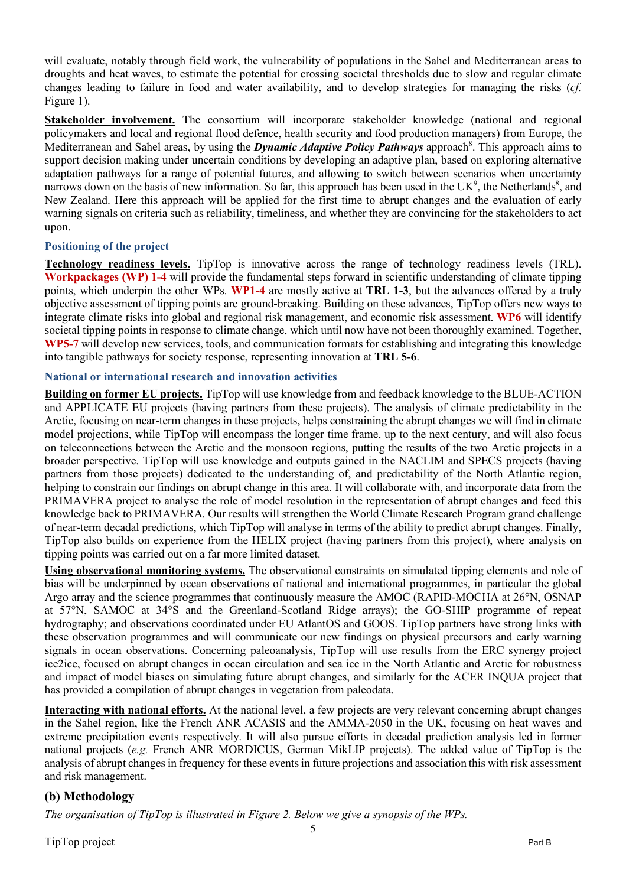will evaluate, notably through field work, the vulnerability of populations in the Sahel and Mediterranean areas to droughts and heat waves, to estimate the potential for crossing societal thresholds due to slow and regular climate changes leading to failure in food and water availability, and to develop strategies for managing the risks (*cf.* Figure 1).

**Stakeholder involvement.** The consortium will incorporate stakeholder knowledge (national and regional policymakers and local and regional flood defence, health security and food production managers) from Europe, the Mediterranean and Sahel areas, by using the ***Dynamic Adaptive Policy Pathways*** approach[8]. This approach aims to support decision making under uncertain conditions by developing an adaptive plan, based on exploring alternative adaptation pathways for a range of potential futures, and allowing to switch between scenarios when uncertainty narrows down on the basis of new information. So far, this approach has been used in the UK[9], the Netherlands[8], and New Zealand. Here this approach will be applied for the first time to abrupt changes and the evaluation of early warning signals on criteria such as reliability, timeliness, and whether they are convincing for the stakeholders to act upon.

### Positioning of the project

**Technology readiness levels.** TipTop is innovative across the range of technology readiness levels (TRL). **Workpackages (WP) 1-4** will provide the fundamental steps forward in scientific understanding of climate tipping points, which underpin the other WPs. **WP1-4** are mostly active at **TRL 1-3**, but the advances offered by a truly objective assessment of tipping points are ground-breaking. Building on these advances, TipTop offers new ways to integrate climate risks into global and regional risk management, and economic risk assessment. **WP6** will identify societal tipping points in response to climate change, which until now have not been thoroughly examined. Together, **WP5-7** will develop new services, tools, and communication formats for establishing and integrating this knowledge into tangible pathways for society response, representing innovation at **TRL 5-6**.

### National or international research and innovation activities

**Building on former EU projects.** TipTop will use knowledge from and feedback knowledge to the BLUE-ACTION and APPLICATE EU projects (having partners from these projects). The analysis of climate predictability in the Arctic, focusing on near-term changes in these projects, helps constraining the abrupt changes we will find in climate model projections, while TipTop will encompass the longer time frame, up to the next century, and will also focus on teleconnections between the Arctic and the monsoon regions, putting the results of the two Arctic projects in a broader perspective. TipTop will use knowledge and outputs gained in the NACLIM and SPECS projects (having partners from those projects) dedicated to the understanding of, and predictability of the North Atlantic region, helping to constrain our findings on abrupt change in this area. It will collaborate with, and incorporate data from the PRIMAVERA project to analyse the role of model resolution in the representation of abrupt changes and feed this knowledge back to PRIMAVERA. Our results will strengthen the World Climate Research Program grand challenge of near-term decadal predictions, which TipTop will analyse in terms of the ability to predict abrupt changes. Finally, TipTop also builds on experience from the HELIX project (having partners from this project), where analysis on tipping points was carried out on a far more limited dataset.

**Using observational monitoring systems.** The observational constraints on simulated tipping elements and role of bias will be underpinned by ocean observations of national and international programmes, in particular the global Argo array and the science programmes that continuously measure the AMOC (RAPID-MOCHA at 26°N, OSNAP at 57°N, SAMOC at 34°S and the Greenland-Scotland Ridge arrays); the GO-SHIP programme of repeat hydrography; and observations coordinated under EU AtlantOS and GOOS. TipTop partners have strong links with these observation programmes and will communicate our new findings on physical precursors and early warning signals in ocean observations. Concerning paleoanalysis, TipTop will use results from the ERC synergy project ice2ice, focused on abrupt changes in ocean circulation and sea ice in the North Atlantic and Arctic for robustness and impact of model biases on simulating future abrupt changes, and similarly for the ACER INQUA project that has provided a compilation of abrupt changes in vegetation from paleodata.

**Interacting with national efforts.** At the national level, a few projects are very relevant concerning abrupt changes in the Sahel region, like the French ANR ACASIS and the AMMA-2050 in the UK, focusing on heat waves and extreme precipitation events respectively. It will also pursue efforts in decadal prediction analysis led in former national projects (*e.g.* French ANR MORDICUS, German MikLIP projects). The added value of TipTop is the analysis of abrupt changes in frequency for these events in future projections and association this with risk assessment and risk management.

## (b) Methodology

*The organisation of TipTop is illustrated in Figure 2. Below we give a synopsis of the WPs.*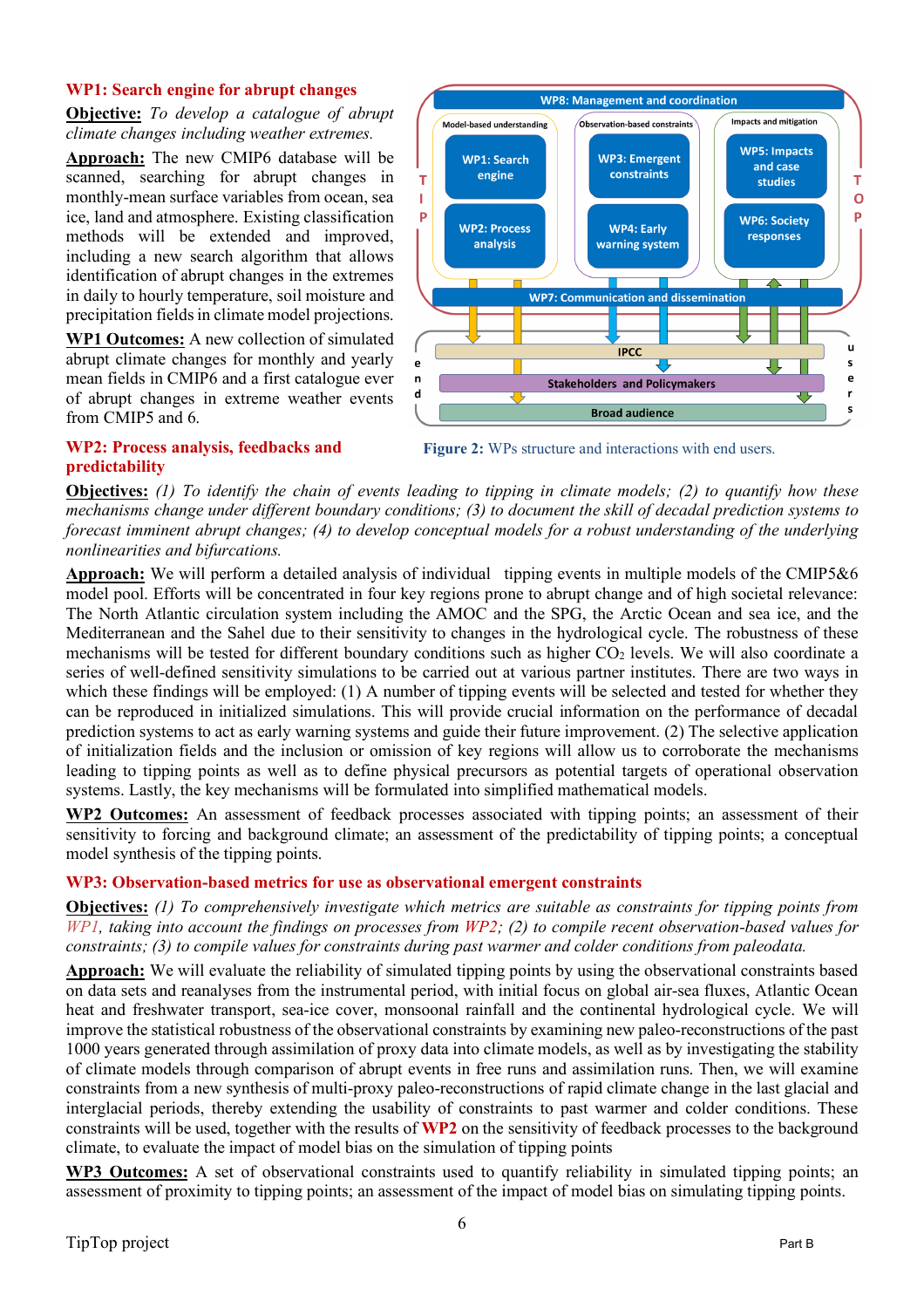## WP1: Search engine for abrupt changes

**Objective:** *To develop a catalogue of abrupt climate changes including weather extremes.*

**Approach:** The new CMIP6 database will be scanned, searching for abrupt changes in monthly-mean surface variables from ocean, sea ice, land and atmosphere. Existing classification methods will be extended and improved, including a new search algorithm that allows identification of abrupt changes in the extremes in daily to hourly temperature, soil moisture and precipitation fields in climate model projections.

**WP1 Outcomes:** A new collection of simulated abrupt climate changes for monthly and yearly mean fields in CMIP6 and a first catalogue ever of abrupt changes in extreme weather events from CMIP5 and 6.

**Figure 2:** WPs structure and interactions with end users.

## WP2: Process analysis, feedbacks and predictability

**Objectives:** *(1) To identify the chain of events leading to tipping in climate models; (2) to quantify how these mechanisms change under different boundary conditions; (3) to document the skill of decadal prediction systems to forecast imminent abrupt changes; (4) to develop conceptual models for a robust understanding of the underlying nonlinearities and bifurcations.*

**Approach:** We will perform a detailed analysis of individual tipping events in multiple models of the CMIP5&6 model pool. Efforts will be concentrated in four key regions prone to abrupt change and of high societal relevance: The North Atlantic circulation system including the AMOC and the SPG, the Arctic Ocean and sea ice, and the Mediterranean and the Sahel due to their sensitivity to changes in the hydrological cycle. The robustness of these mechanisms will be tested for different boundary conditions such as higher $CO_2$ levels. We will also coordinate a series of well-defined sensitivity simulations to be carried out at various partner institutes. There are two ways in which these findings will be employed: (1) A number of tipping events will be selected and tested for whether they can be reproduced in initialized simulations. This will provide crucial information on the performance of decadal prediction systems to act as early warning systems and guide their future improvement. (2) The selective application of initialization fields and the inclusion or omission of key regions will allow us to corroborate the mechanisms leading to tipping points as well as to define physical precursors as potential targets of operational observation systems. Lastly, the key mechanisms will be formulated into simplified mathematical models.

**WP2 Outcomes:** An assessment of feedback processes associated with tipping points; an assessment of their sensitivity to forcing and background climate; an assessment of the predictability of tipping points; a conceptual model synthesis of the tipping points.

## WP3: Observation-based metrics for use as observational emergent constraints

**Objectives:** *(1) To comprehensively investigate which metrics are suitable as constraints for tipping points from WP1, taking into account the findings on processes from WP2; (2) to compile recent observation-based values for constraints; (3) to compile values for constraints during past warmer and colder conditions from paleodata.*

**Approach:** We will evaluate the reliability of simulated tipping points by using the observational constraints based on data sets and reanalyses from the instrumental period, with initial focus on global air-sea fluxes, Atlantic Ocean heat and freshwater transport, sea-ice cover, monsoonal rainfall and the continental hydrological cycle. We will improve the statistical robustness of the observational constraints by examining new paleo-reconstructions of the past 1000 years generated through assimilation of proxy data into climate models, as well as by investigating the stability of climate models through comparison of abrupt events in free runs and assimilation runs. Then, we will examine constraints from a new synthesis of multi-proxy paleo-reconstructions of rapid climate change in the last glacial and interglacial periods, thereby extending the usability of constraints to past warmer and colder conditions. These constraints will be used, together with the results of **WP2** on the sensitivity of feedback processes to the background climate, to evaluate the impact of model bias on the simulation of tipping points

**WP3 Outcomes:** A set of observational constraints used to quantify reliability in simulated tipping points; an assessment of proximity to tipping points; an assessment of the impact of model bias on simulating tipping points.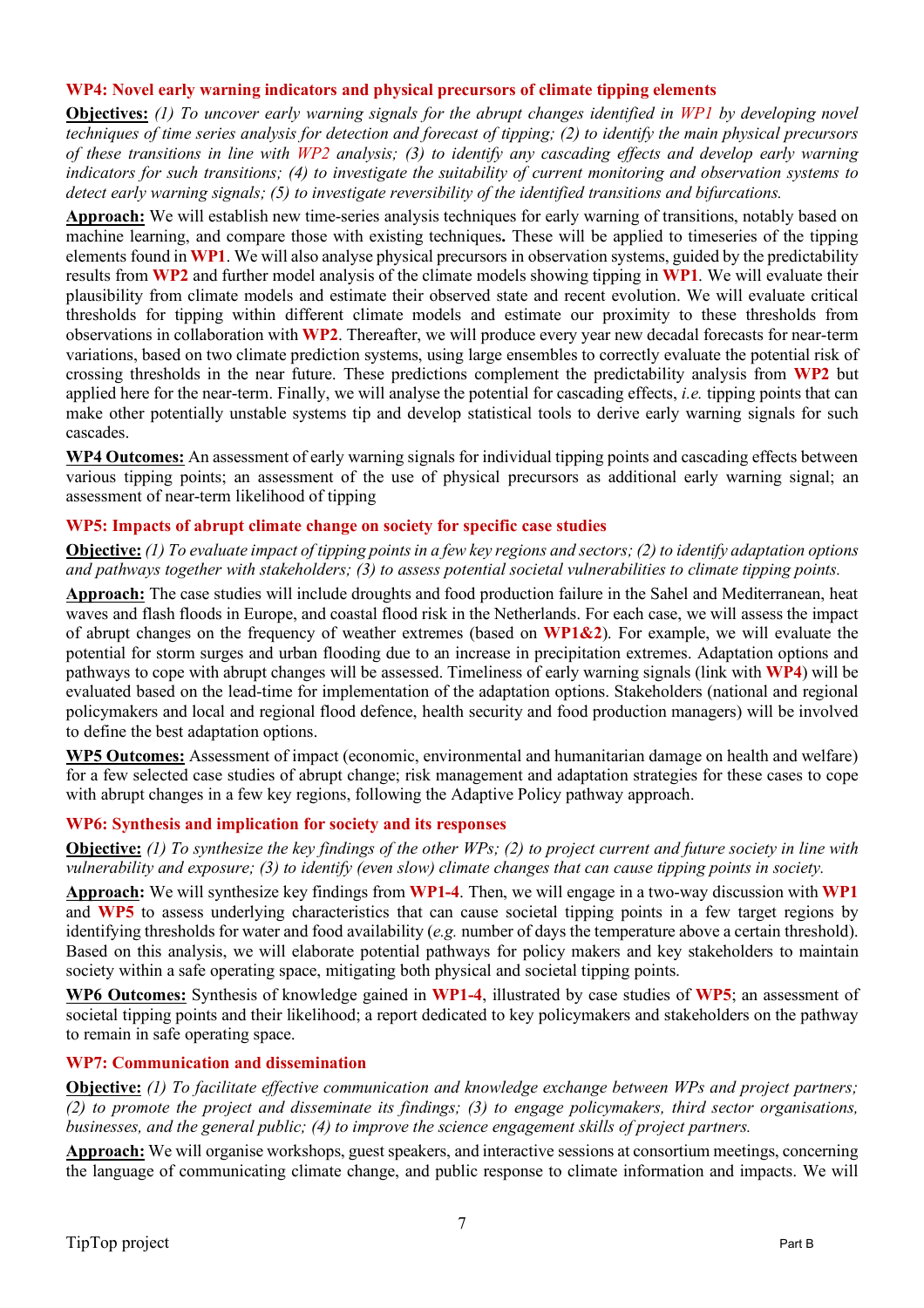### WP4: Novel early warning indicators and physical precursors of climate tipping elements

**Objectives:** *(1) To uncover early warning signals for the abrupt changes identified in WP1 by developing novel techniques of time series analysis for detection and forecast of tipping; (2) to identify the main physical precursors of these transitions in line with WP2 analysis; (3) to identify any cascading effects and develop early warning indicators for such transitions; (4) to investigate the suitability of current monitoring and observation systems to detect early warning signals; (5) to investigate reversibility of the identified transitions and bifurcations.*

**Approach:** We will establish new time-series analysis techniques for early warning of transitions, notably based on machine learning, and compare those with existing techniques**.** These will be applied to timeseries of the tipping elements found in **WP1**. We will also analyse physical precursors in observation systems, guided by the predictability results from **WP2** and further model analysis of the climate models showing tipping in **WP1**. We will evaluate their plausibility from climate models and estimate their observed state and recent evolution. We will evaluate critical thresholds for tipping within different climate models and estimate our proximity to these thresholds from observations in collaboration with **WP2**. Thereafter, we will produce every year new decadal forecasts for near-term variations, based on two climate prediction systems, using large ensembles to correctly evaluate the potential risk of crossing thresholds in the near future. These predictions complement the predictability analysis from **WP2** but applied here for the near-term. Finally, we will analyse the potential for cascading effects, *i.e.* tipping points that can make other potentially unstable systems tip and develop statistical tools to derive early warning signals for such cascades.

**WP4 Outcomes:** An assessment of early warning signals for individual tipping points and cascading effects between various tipping points; an assessment of the use of physical precursors as additional early warning signal; an assessment of near-term likelihood of tipping

### WP5: Impacts of abrupt climate change on society for specific case studies

**Objective:** *(1) To evaluate impact of tipping points in a few key regions and sectors; (2) to identify adaptation options and pathways together with stakeholders; (3) to assess potential societal vulnerabilities to climate tipping points.*

**Approach:** The case studies will include droughts and food production failure in the Sahel and Mediterranean, heat waves and flash floods in Europe, and coastal flood risk in the Netherlands. For each case, we will assess the impact of abrupt changes on the frequency of weather extremes (based on **WP1&2**). For example, we will evaluate the potential for storm surges and urban flooding due to an increase in precipitation extremes. Adaptation options and pathways to cope with abrupt changes will be assessed. Timeliness of early warning signals (link with **WP4**) will be evaluated based on the lead-time for implementation of the adaptation options. Stakeholders (national and regional policymakers and local and regional flood defence, health security and food production managers) will be involved to define the best adaptation options.

**WP5 Outcomes:** Assessment of impact (economic, environmental and humanitarian damage on health and welfare) for a few selected case studies of abrupt change; risk management and adaptation strategies for these cases to cope with abrupt changes in a few key regions, following the Adaptive Policy pathway approach.

### WP6: Synthesis and implication for society and its responses

**Objective:** *(1) To synthesize the key findings of the other WPs; (2) to project current and future society in line with vulnerability and exposure; (3) to identify (even slow) climate changes that can cause tipping points in society.*

**Approach:** We will synthesize key findings from **WP1-4**. Then, we will engage in a two-way discussion with **WP1** and **WP5** to assess underlying characteristics that can cause societal tipping points in a few target regions by identifying thresholds for water and food availability (*e.g.* number of days the temperature above a certain threshold). Based on this analysis, we will elaborate potential pathways for policy makers and key stakeholders to maintain society within a safe operating space, mitigating both physical and societal tipping points.

**WP6 Outcomes:** Synthesis of knowledge gained in **WP1-4**, illustrated by case studies of **WP5**; an assessment of societal tipping points and their likelihood; a report dedicated to key policymakers and stakeholders on the pathway to remain in safe operating space.

### WP7: Communication and dissemination

**Objective:** *(1) To facilitate effective communication and knowledge exchange between WPs and project partners; (2) to promote the project and disseminate its findings; (3) to engage policymakers, third sector organisations, businesses, and the general public; (4) to improve the science engagement skills of project partners.*

**Approach:** We will organise workshops, guest speakers, and interactive sessions at consortium meetings, concerning the language of communicating climate change, and public response to climate information and impacts. We will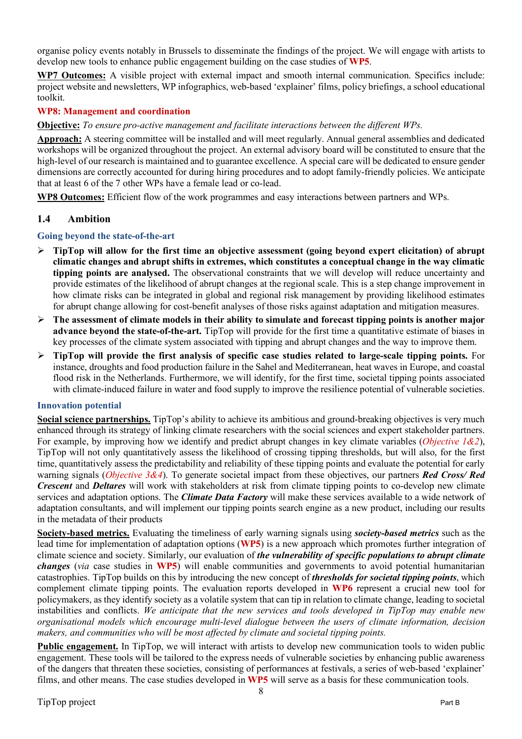organise policy events notably in Brussels to disseminate the findings of the project. We will engage with artists to develop new tools to enhance public engagement building on the case studies of **WP5**.

**WP7 Outcomes:** A visible project with external impact and smooth internal communication. Specifics include: project website and newsletters, WP infographics, web-based 'explainer' films, policy briefings, a school educational toolkit.

**WP8: Management and coordination**

**Objective:** *To ensure pro-active management and facilitate interactions between the different WPs.*

**Approach:** A steering committee will be installed and will meet regularly. Annual general assemblies and dedicated workshops will be organized throughout the project. An external advisory board will be constituted to ensure that the high-level of our research is maintained and to guarantee excellence. A special care will be dedicated to ensure gender dimensions are correctly accounted for during hiring procedures and to adopt family-friendly policies. We anticipate that at least 6 of the 7 other WPs have a female lead or co-lead.

**WP8 Outcomes:** Efficient flow of the work programmes and easy interactions between partners and WPs.

## 1.4 Ambition

### Going beyond the state-of-the-art

- **TipTop will allow for the first time an objective assessment (going beyond expert elicitation) of abrupt climatic changes and abrupt shifts in extremes, which constitutes a conceptual change in the way climatic tipping points are analysed.** The observational constraints that we will develop will reduce uncertainty and provide estimates of the likelihood of abrupt changes at the regional scale. This is a step change improvement in how climate risks can be integrated in global and regional risk management by providing likelihood estimates for abrupt change allowing for cost-benefit analyses of those risks against adaptation and mitigation measures.
- **The assessment of climate models in their ability to simulate and forecast tipping points is another major advance beyond the state-of-the-art.** TipTop will provide for the first time a quantitative estimate of biases in key processes of the climate system associated with tipping and abrupt changes and the way to improve them.
- **TipTop will provide the first analysis of specific case studies related to large-scale tipping points.** For instance, droughts and food production failure in the Sahel and Mediterranean, heat waves in Europe, and coastal flood risk in the Netherlands. Furthermore, we will identify, for the first time, societal tipping points associated with climate-induced failure in water and food supply to improve the resilience potential of vulnerable societies.

### Innovation potential

**Social science partnerships.** TipTop's ability to achieve its ambitious and ground-breaking objectives is very much enhanced through its strategy of linking climate researchers with the social sciences and expert stakeholder partners. For example, by improving how we identify and predict abrupt changes in key climate variables (*Objective 1&2*), TipTop will not only quantitatively assess the likelihood of crossing tipping thresholds, but will also, for the first time, quantitatively assess the predictability and reliability of these tipping points and evaluate the potential for early warning signals (*Objective 3&4*). To generate societal impact from these objectives, our partners ***Red Cross/ Red Crescent*** and ***Deltares*** will work with stakeholders at risk from climate tipping points to co-develop new climate services and adaptation options. The ***Climate Data Factory*** will make these services available to a wide network of adaptation consultants, and will implement our tipping points search engine as a new product, including our results in the metadata of their products

**Society-based metrics.** Evaluating the timeliness of early warning signals using ***society-based metrics*** such as the lead time for implementation of adaptation options (**WP5**) is a new approach which promotes further integration of climate science and society. Similarly, our evaluation of ***the vulnerability of specific populations to abrupt climate changes*** (*via* case studies in **WP5**) will enable communities and governments to avoid potential humanitarian catastrophies. TipTop builds on this by introducing the new concept of ***thresholds for societal tipping points***, which complement climate tipping points. The evaluation reports developed in **WP6** represent a crucial new tool for policymakers, as they identify society as a volatile system that can tip in relation to climate change, leading to societal instabilities and conflicts. *We anticipate that the new services and tools developed in TipTop may enable new organisational models which encourage multi-level dialogue between the users of climate information, decision makers, and communities who will be most affected by climate and societal tipping points.*

**Public engagement.** In TipTop, we will interact with artists to develop new communication tools to widen public engagement. These tools will be tailored to the express needs of vulnerable societies by enhancing public awareness of the dangers that threaten these societies, consisting of performances at festivals, a series of web-based 'explainer' films, and other means. The case studies developed in **WP5** will serve as a basis for these communication tools.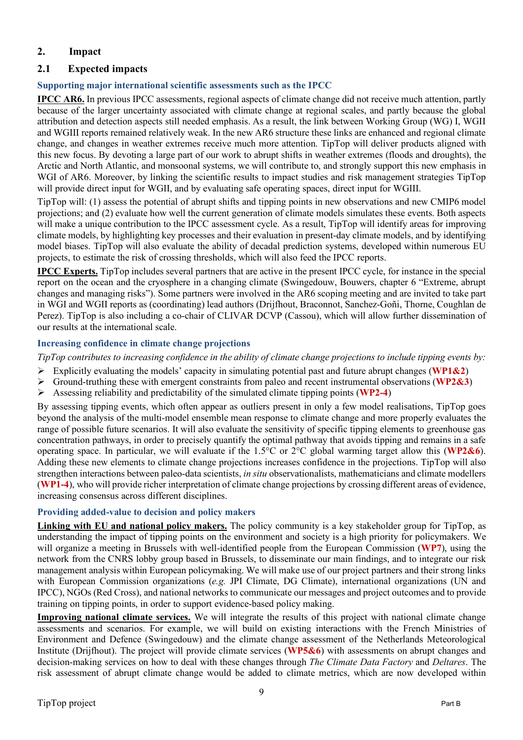## 2. Impact

### 2.1 Expected impacts

#### Supporting major international scientific assessments such as the IPCC

**IPCC AR6.** In previous IPCC assessments, regional aspects of climate change did not receive much attention, partly because of the larger uncertainty associated with climate change at regional scales, and partly because the global attribution and detection aspects still needed emphasis. As a result, the link between Working Group (WG) I, WGII and WGIII reports remained relatively weak. In the new AR6 structure these links are enhanced and regional climate change, and changes in weather extremes receive much more attention. TipTop will deliver products aligned with this new focus. By devoting a large part of our work to abrupt shifts in weather extremes (floods and droughts), the Arctic and North Atlantic, and monsoonal systems, we will contribute to, and strongly support this new emphasis in WGI of AR6. Moreover, by linking the scientific results to impact studies and risk management strategies TipTop will provide direct input for WGII, and by evaluating safe operating spaces, direct input for WGIII.

TipTop will: (1) assess the potential of abrupt shifts and tipping points in new observations and new CMIP6 model projections; and (2) evaluate how well the current generation of climate models simulates these events. Both aspects will make a unique contribution to the IPCC assessment cycle. As a result, TipTop will identify areas for improving climate models, by highlighting key processes and their evaluation in present-day climate models, and by identifying model biases. TipTop will also evaluate the ability of decadal prediction systems, developed within numerous EU projects, to estimate the risk of crossing thresholds, which will also feed the IPCC reports.

**IPCC Experts.** TipTop includes several partners that are active in the present IPCC cycle, for instance in the special report on the ocean and the cryosphere in a changing climate (Swingedouw, Bouwers, chapter 6 "Extreme, abrupt changes and managing risks"). Some partners were involved in the AR6 scoping meeting and are invited to take part in WGI and WGII reports as (coordinating) lead authors (Drijfhout, Braconnot, Sanchez-Goñi, Thorne, Coughlan de Perez). TipTop is also including a co-chair of CLIVAR DCVP (Cassou), which will allow further dissemination of our results at the international scale.

#### Increasing confidence in climate change projections

*TipTop contributes to increasing confidence in the ability of climate change projections to include tipping events by:*

- Explicitly evaluating the models' capacity in simulating potential past and future abrupt changes (**WP1&2**)
- Ground-truthing these with emergent constraints from paleo and recent instrumental observations (**WP2&3**)
- Assessing reliability and predictability of the simulated climate tipping points (**WP2-4**)

By assessing tipping events, which often appear as outliers present in only a few model realisations, TipTop goes beyond the analysis of the multi-model ensemble mean response to climate change and more properly evaluates the range of possible future scenarios. It will also evaluate the sensitivity of specific tipping elements to greenhouse gas concentration pathways, in order to precisely quantify the optimal pathway that avoids tipping and remains in a safe operating space. In particular, we will evaluate if the 1.5°C or 2°C global warming target allow this (**WP2&6**). Adding these new elements to climate change projections increases confidence in the projections. TipTop will also strengthen interactions between paleo-data scientists, *in situ* observationalists, mathematicians and climate modellers (**WP1-4**), who will provide richer interpretation of climate change projections by crossing different areas of evidence, increasing consensus across different disciplines.

#### Providing added-value to decision and policy makers

**Linking with EU and national policy makers.** The policy community is a key stakeholder group for TipTop, as understanding the impact of tipping points on the environment and society is a high priority for policymakers. We will organize a meeting in Brussels with well-identified people from the European Commission (**WP7**), using the network from the CNRS lobby group based in Brussels, to disseminate our main findings, and to integrate our risk management analysis within European policymaking. We will make use of our project partners and their strong links with European Commission organizations (*e.g.* JPI Climate, DG Climate), international organizations (UN and IPCC), NGOs (Red Cross), and national networks to communicate our messages and project outcomes and to provide training on tipping points, in order to support evidence-based policy making.

**Improving national climate services.** We will integrate the results of this project with national climate change assessments and scenarios. For example, we will build on existing interactions with the French Ministries of Environment and Defence (Swingedouw) and the climate change assessment of the Netherlands Meteorological Institute (Drijfhout). The project will provide climate services (**WP5&6**) with assessments on abrupt changes and decision-making services on how to deal with these changes through *The Climate Data Factory* and *Deltares*. The risk assessment of abrupt climate change would be added to climate metrics, which are now developed within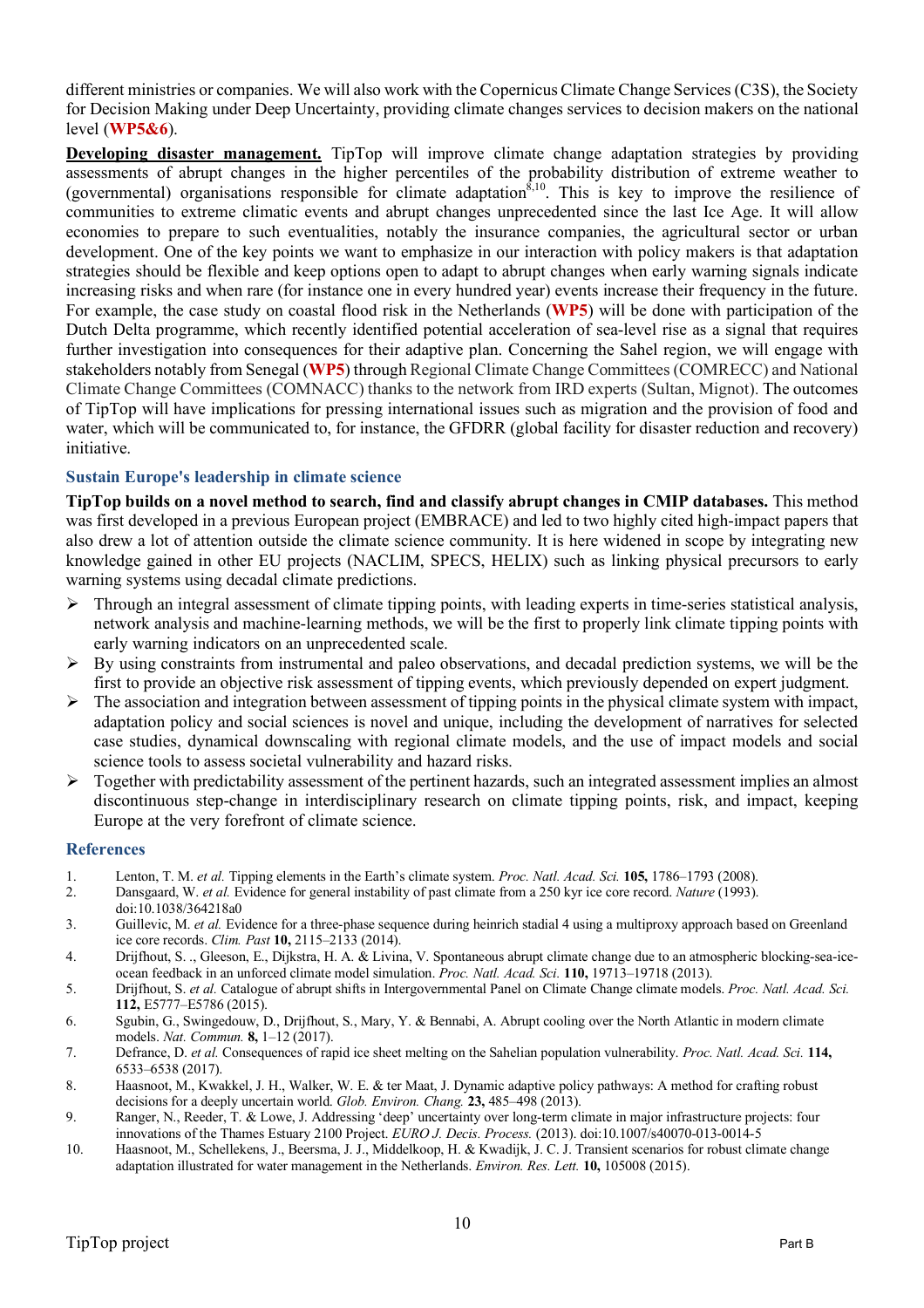different ministries or companies. We will also work with the Copernicus Climate Change Services (C3S), the Society for Decision Making under Deep Uncertainty, providing climate changes services to decision makers on the national level (**WP5&6**).

**Developing disaster management.** TipTop will improve climate change adaptation strategies by providing assessments of abrupt changes in the higher percentiles of the probability distribution of extreme weather to (governmental) organisations responsible for climate adaptation[8,10]. This is key to improve the resilience of communities to extreme climatic events and abrupt changes unprecedented since the last Ice Age. It will allow economies to prepare to such eventualities, notably the insurance companies, the agricultural sector or urban development. One of the key points we want to emphasize in our interaction with policy makers is that adaptation strategies should be flexible and keep options open to adapt to abrupt changes when early warning signals indicate increasing risks and when rare (for instance one in every hundred year) events increase their frequency in the future. For example, the case study on coastal flood risk in the Netherlands (**WP5**) will be done with participation of the Dutch Delta programme, which recently identified potential acceleration of sea-level rise as a signal that requires further investigation into consequences for their adaptive plan. Concerning the Sahel region, we will engage with stakeholders notably from Senegal (**WP5**) through Regional Climate Change Committees (COMRECC) and National Climate Change Committees (COMNACC) thanks to the network from IRD experts (Sultan, Mignot). The outcomes of TipTop will have implications for pressing international issues such as migration and the provision of food and water, which will be communicated to, for instance, the GFDRR (global facility for disaster reduction and recovery) initiative.

### Sustain Europe's leadership in climate science

**TipTop builds on a novel method to search, find and classify abrupt changes in CMIP databases.** This method was first developed in a previous European project (EMBRACE) and led to two highly cited high-impact papers that also drew a lot of attention outside the climate science community. It is here widened in scope by integrating new knowledge gained in other EU projects (NACLIM, SPECS, HELIX) such as linking physical precursors to early warning systems using decadal climate predictions.

- Through an integral assessment of climate tipping points, with leading experts in time-series statistical analysis, network analysis and machine-learning methods, we will be the first to properly link climate tipping points with early warning indicators on an unprecedented scale.
- By using constraints from instrumental and paleo observations, and decadal prediction systems, we will be the first to provide an objective risk assessment of tipping events, which previously depended on expert judgment.
- The association and integration between assessment of tipping points in the physical climate system with impact, adaptation policy and social sciences is novel and unique, including the development of narratives for selected case studies, dynamical downscaling with regional climate models, and the use of impact models and social science tools to assess societal vulnerability and hazard risks.
- Together with predictability assessment of the pertinent hazards, such an integrated assessment implies an almost discontinuous step-change in interdisciplinary research on climate tipping points, risk, and impact, keeping Europe at the very forefront of climate science.

### References

1. Lenton, T. M. *et al.* Tipping elements in the Earth's climate system. *Proc. Natl. Acad. Sci.* **105,** 1786–1793 (2008).
2. Dansgaard, W. *et al.* Evidence for general instability of past climate from a 250 kyr ice core record. *Nature* (1993). doi:10.1038/364218a0
3. Guillevic, M. *et al.* Evidence for a three-phase sequence during heinrich stadial 4 using a multiproxy approach based on Greenland ice core records. *Clim. Past* **10,** 2115–2133 (2014).
4. Drijfhout, S. ., Gleeson, E., Dijkstra, H. A. & Livina, V. Spontaneous abrupt climate change due to an atmospheric blocking-sea-ice-ocean feedback in an unforced climate model simulation. *Proc. Natl. Acad. Sci.* **110,** 19713–19718 (2013).
5. Drijfhout, S. *et al.* Catalogue of abrupt shifts in Intergovernmental Panel on Climate Change climate models. *Proc. Natl. Acad. Sci.* **112,** E5777–E5786 (2015).
6. Sgubin, G., Swingedouw, D., Drijfhout, S., Mary, Y. & Bennabi, A. Abrupt cooling over the North Atlantic in modern climate models. *Nat. Commun.* **8,** 1–12 (2017).
7. Defrance, D. *et al.* Consequences of rapid ice sheet melting on the Sahelian population vulnerability. *Proc. Natl. Acad. Sci.* **114,** 6533–6538 (2017).
8. Haasnoot, M., Kwakkel, J. H., Walker, W. E. & ter Maat, J. Dynamic adaptive policy pathways: A method for crafting robust decisions for a deeply uncertain world. *Glob. Environ. Chang.* **23,** 485–498 (2013).
9. Ranger, N., Reeder, T. & Lowe, J. Addressing 'deep' uncertainty over long-term climate in major infrastructure projects: four innovations of the Thames Estuary 2100 Project. *EURO J. Decis. Process.* (2013). doi:10.1007/s40070-013-0014-5
10. Haasnoot, M., Schellekens, J., Beersma, J. J., Middelkoop, H. & Kwadijk, J. C. J. Transient scenarios for robust climate change adaptation illustrated for water management in the Netherlands. *Environ. Res. Lett.* **10,** 105008 (2015).